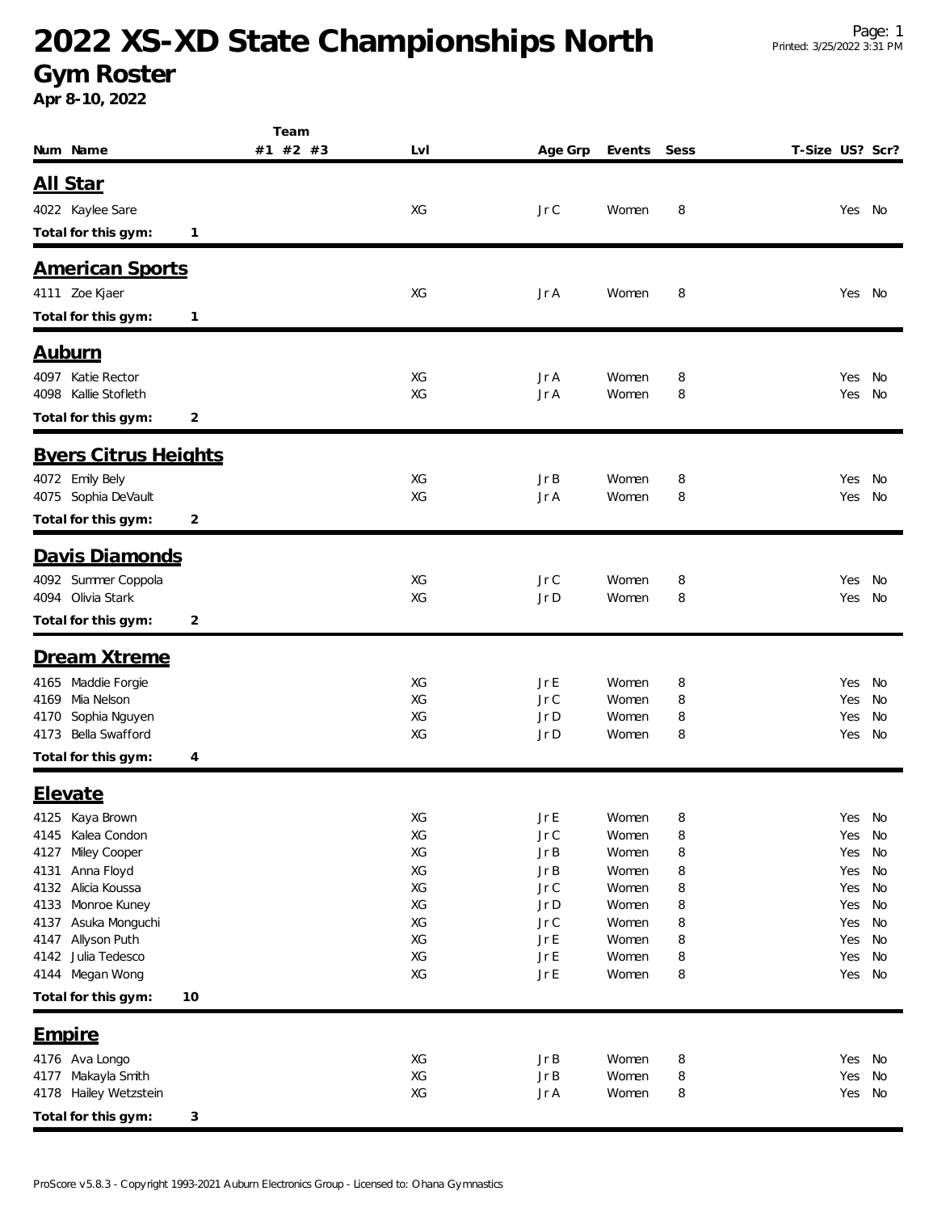# 2022 XS-XD State Championships North

## Gym Roster

**Apr 8-10, 2022**

| Num | Name | Team #1 | #2 | #3 | Lvl | Age Grp | Events | Sess | T-Size | US? | Scr? |
|---|---|---|---|---|---|---|---|---|---|---|---|

### All Star

| Num | Name | Team #1 | #2 | #3 | Lvl | Age Grp | Events | Sess | T-Size | US? | Scr? |
|---|---|---|---|---|---|---|---|---|---|---|---|
| 4022 | Kaylee Sare | | | | XG | Jr C | Women | 8 | | Yes | No |

**Total for this gym: 1**

### American Sports

| Num | Name | Team #1 | #2 | #3 | Lvl | Age Grp | Events | Sess | T-Size | US? | Scr? |
|---|---|---|---|---|---|---|---|---|---|---|---|
| 4111 | Zoe Kjaer | | | | XG | Jr A | Women | 8 | | Yes | No |

**Total for this gym: 1**

### Auburn

| Num | Name | Team #1 | #2 | #3 | Lvl | Age Grp | Events | Sess | T-Size | US? | Scr? |
|---|---|---|---|---|---|---|---|---|---|---|---|
| 4097 | Katie Rector | | | | XG | Jr A | Women | 8 | | Yes | No |
| 4098 | Kallie Stofleth | | | | XG | Jr A | Women | 8 | | Yes | No |

**Total for this gym: 2**

### Byers Citrus Heights

| Num | Name | Team #1 | #2 | #3 | Lvl | Age Grp | Events | Sess | T-Size | US? | Scr? |
|---|---|---|---|---|---|---|---|---|---|---|---|
| 4072 | Emily Bely | | | | XG | Jr B | Women | 8 | | Yes | No |
| 4075 | Sophia DeVault | | | | XG | Jr A | Women | 8 | | Yes | No |

**Total for this gym: 2**

### Davis Diamonds

| Num | Name | Team #1 | #2 | #3 | Lvl | Age Grp | Events | Sess | T-Size | US? | Scr? |
|---|---|---|---|---|---|---|---|---|---|---|---|
| 4092 | Summer Coppola | | | | XG | Jr C | Women | 8 | | Yes | No |
| 4094 | Olivia Stark | | | | XG | Jr D | Women | 8 | | Yes | No |

**Total for this gym: 2**

### Dream Xtreme

| Num | Name | Team #1 | #2 | #3 | Lvl | Age Grp | Events | Sess | T-Size | US? | Scr? |
|---|---|---|---|---|---|---|---|---|---|---|---|
| 4165 | Maddie Forgie | | | | XG | Jr E | Women | 8 | | Yes | No |
| 4169 | Mia Nelson | | | | XG | Jr C | Women | 8 | | Yes | No |
| 4170 | Sophia Nguyen | | | | XG | Jr D | Women | 8 | | Yes | No |
| 4173 | Bella Swafford | | | | XG | Jr D | Women | 8 | | Yes | No |

**Total for this gym: 4**

### Elevate

| Num | Name | Team #1 | #2 | #3 | Lvl | Age Grp | Events | Sess | T-Size | US? | Scr? |
|---|---|---|---|---|---|---|---|---|---|---|---|
| 4125 | Kaya Brown | | | | XG | Jr E | Women | 8 | | Yes | No |
| 4145 | Kalea Condon | | | | XG | Jr C | Women | 8 | | Yes | No |
| 4127 | Miley Cooper | | | | XG | Jr B | Women | 8 | | Yes | No |
| 4131 | Anna Floyd | | | | XG | Jr B | Women | 8 | | Yes | No |
| 4132 | Alicia Koussa | | | | XG | Jr C | Women | 8 | | Yes | No |
| 4133 | Monroe Kuney | | | | XG | Jr D | Women | 8 | | Yes | No |
| 4137 | Asuka Monguchi | | | | XG | Jr C | Women | 8 | | Yes | No |
| 4147 | Allyson Puth | | | | XG | Jr E | Women | 8 | | Yes | No |
| 4142 | Julia Tedesco | | | | XG | Jr E | Women | 8 | | Yes | No |
| 4144 | Megan Wong | | | | XG | Jr E | Women | 8 | | Yes | No |

**Total for this gym: 10**

### Empire

| Num | Name | Team #1 | #2 | #3 | Lvl | Age Grp | Events | Sess | T-Size | US? | Scr? |
|---|---|---|---|---|---|---|---|---|---|---|---|
| 4176 | Ava Longo | | | | XG | Jr B | Women | 8 | | Yes | No |
| 4177 | Makayla Smith | | | | XG | Jr B | Women | 8 | | Yes | No |
| 4178 | Hailey Wetzstein | | | | XG | Jr A | Women | 8 | | Yes | No |

**Total for this gym: 3**

ProScore v5.8.3 - Copyright 1993-2021 Auburn Electronics Group - Licensed to: Ohana Gymnastics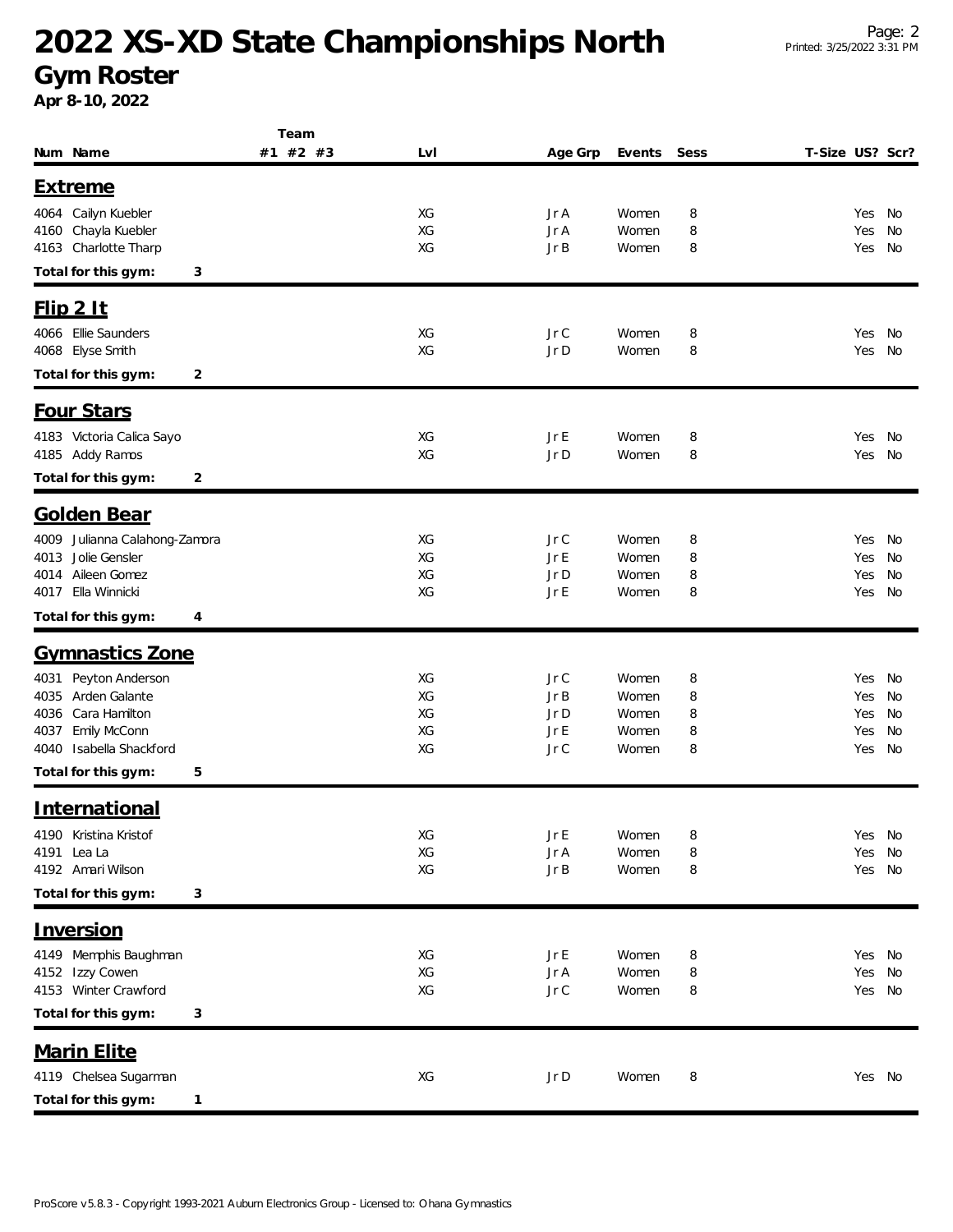# 2022 XS-XD State Championships North

## Gym Roster

**Apr 8-10, 2022**

| Num | Name | Team #1 | Team #2 | Team #3 | Lvl | Age Grp | Events | Sess | T-Size | US? | Scr? |
|---|---|---|---|---|---|---|---|---|---|---|---|
| **Extreme** | | | | | | | | | | | |
| 4064 | Cailyn Kuebler | | | | XG | Jr A | Women | 8 | | Yes | No |
| 4160 | Chayla Kuebler | | | | XG | Jr A | Women | 8 | | Yes | No |
| 4163 | Charlotte Tharp | | | | XG | Jr B | Women | 8 | | Yes | No |
| **Total for this gym:** | 3 | | | | | | | | | | |
| **Flip 2 It** | | | | | | | | | | | |
| 4066 | Ellie Saunders | | | | XG | Jr C | Women | 8 | | Yes | No |
| 4068 | Elyse Smith | | | | XG | Jr D | Women | 8 | | Yes | No |
| **Total for this gym:** | 2 | | | | | | | | | | |
| **Four Stars** | | | | | | | | | | | |
| 4183 | Victoria Calica Sayo | | | | XG | Jr E | Women | 8 | | Yes | No |
| 4185 | Addy Ramos | | | | XG | Jr D | Women | 8 | | Yes | No |
| **Total for this gym:** | 2 | | | | | | | | | | |
| **Golden Bear** | | | | | | | | | | | |
| 4009 | Julianna Calahong-Zamora | | | | XG | Jr C | Women | 8 | | Yes | No |
| 4013 | Jolie Gensler | | | | XG | Jr E | Women | 8 | | Yes | No |
| 4014 | Aileen Gomez | | | | XG | Jr D | Women | 8 | | Yes | No |
| 4017 | Ella Winnicki | | | | XG | Jr E | Women | 8 | | Yes | No |
| **Total for this gym:** | 4 | | | | | | | | | | |
| **Gymnastics Zone** | | | | | | | | | | | |
| 4031 | Peyton Anderson | | | | XG | Jr C | Women | 8 | | Yes | No |
| 4035 | Arden Galante | | | | XG | Jr B | Women | 8 | | Yes | No |
| 4036 | Cara Hamilton | | | | XG | Jr D | Women | 8 | | Yes | No |
| 4037 | Emily McConn | | | | XG | Jr E | Women | 8 | | Yes | No |
| 4040 | Isabella Shackford | | | | XG | Jr C | Women | 8 | | Yes | No |
| **Total for this gym:** | 5 | | | | | | | | | | |
| **International** | | | | | | | | | | | |
| 4190 | Kristina Kristof | | | | XG | Jr E | Women | 8 | | Yes | No |
| 4191 | Lea La | | | | XG | Jr A | Women | 8 | | Yes | No |
| 4192 | Amari Wilson | | | | XG | Jr B | Women | 8 | | Yes | No |
| **Total for this gym:** | 3 | | | | | | | | | | |
| **Inversion** | | | | | | | | | | | |
| 4149 | Memphis Baughman | | | | XG | Jr E | Women | 8 | | Yes | No |
| 4152 | Izzy Cowen | | | | XG | Jr A | Women | 8 | | Yes | No |
| 4153 | Winter Crawford | | | | XG | Jr C | Women | 8 | | Yes | No |
| **Total for this gym:** | 3 | | | | | | | | | | |
| **Marin Elite** | | | | | | | | | | | |
| 4119 | Chelsea Sugarman | | | | XG | Jr D | Women | 8 | | Yes | No |
| **Total for this gym:** | 1 | | | | | | | | | | |

ProScore v5.8.3 - Copyright 1993-2021 Auburn Electronics Group - Licensed to: Ohana Gymnastics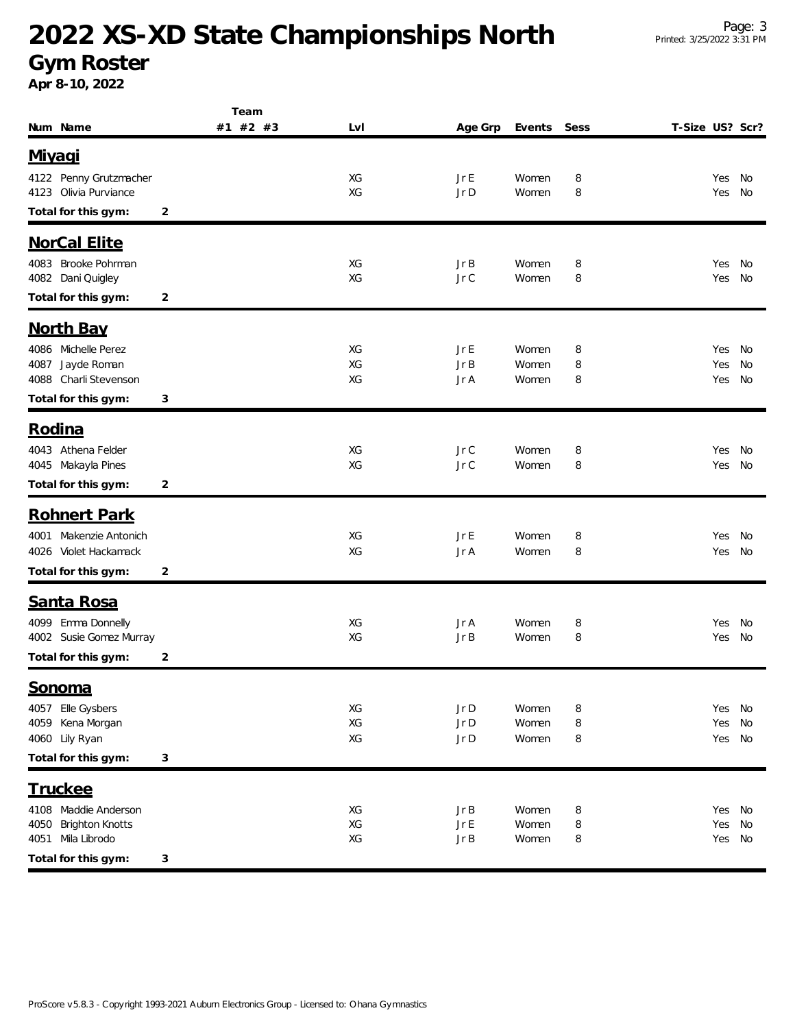# 2022 XS-XD State Championships North

## Gym Roster

**Apr 8-10, 2022**

| Num | Name | Team #1 | Team #2 | Team #3 | Lvl | Age Grp | Events | Sess | T-Size | US? | Scr? |
|---|---|---|---|---|---|---|---|---|---|---|---|
| **Miyagi** | | | | | | | | | | | |
| 4122 | Penny Grutzmacher | | | | XG | Jr E | Women | 8 | | Yes | No |
| 4123 | Olivia Purviance | | | | XG | Jr D | Women | 8 | | Yes | No |
| **Total for this gym:** | **2** | | | | | | | | | | |
| **NorCal Elite** | | | | | | | | | | | |
| 4083 | Brooke Pohrman | | | | XG | Jr B | Women | 8 | | Yes | No |
| 4082 | Dani Quigley | | | | XG | Jr C | Women | 8 | | Yes | No |
| **Total for this gym:** | **2** | | | | | | | | | | |
| **North Bay** | | | | | | | | | | | |
| 4086 | Michelle Perez | | | | XG | Jr E | Women | 8 | | Yes | No |
| 4087 | Jayde Roman | | | | XG | Jr B | Women | 8 | | Yes | No |
| 4088 | Charli Stevenson | | | | XG | Jr A | Women | 8 | | Yes | No |
| **Total for this gym:** | **3** | | | | | | | | | | |
| **Rodina** | | | | | | | | | | | |
| 4043 | Athena Felder | | | | XG | Jr C | Women | 8 | | Yes | No |
| 4045 | Makayla Pines | | | | XG | Jr C | Women | 8 | | Yes | No |
| **Total for this gym:** | **2** | | | | | | | | | | |
| **Rohnert Park** | | | | | | | | | | | |
| 4001 | Makenzie Antonich | | | | XG | Jr E | Women | 8 | | Yes | No |
| 4026 | Violet Hackamack | | | | XG | Jr A | Women | 8 | | Yes | No |
| **Total for this gym:** | **2** | | | | | | | | | | |
| **Santa Rosa** | | | | | | | | | | | |
| 4099 | Emma Donnelly | | | | XG | Jr A | Women | 8 | | Yes | No |
| 4002 | Susie Gomez Murray | | | | XG | Jr B | Women | 8 | | Yes | No |
| **Total for this gym:** | **2** | | | | | | | | | | |
| **Sonoma** | | | | | | | | | | | |
| 4057 | Elle Gysbers | | | | XG | Jr D | Women | 8 | | Yes | No |
| 4059 | Kena Morgan | | | | XG | Jr D | Women | 8 | | Yes | No |
| 4060 | Lily Ryan | | | | XG | Jr D | Women | 8 | | Yes | No |
| **Total for this gym:** | **3** | | | | | | | | | | |
| **Truckee** | | | | | | | | | | | |
| 4108 | Maddie Anderson | | | | XG | Jr B | Women | 8 | | Yes | No |
| 4050 | Brighton Knotts | | | | XG | Jr E | Women | 8 | | Yes | No |
| 4051 | Mila Librodo | | | | XG | Jr B | Women | 8 | | Yes | No |
| **Total for this gym:** | **3** | | | | | | | | | | |

ProScore v5.8.3 - Copyright 1993-2021 Auburn Electronics Group - Licensed to: Ohana Gymnastics